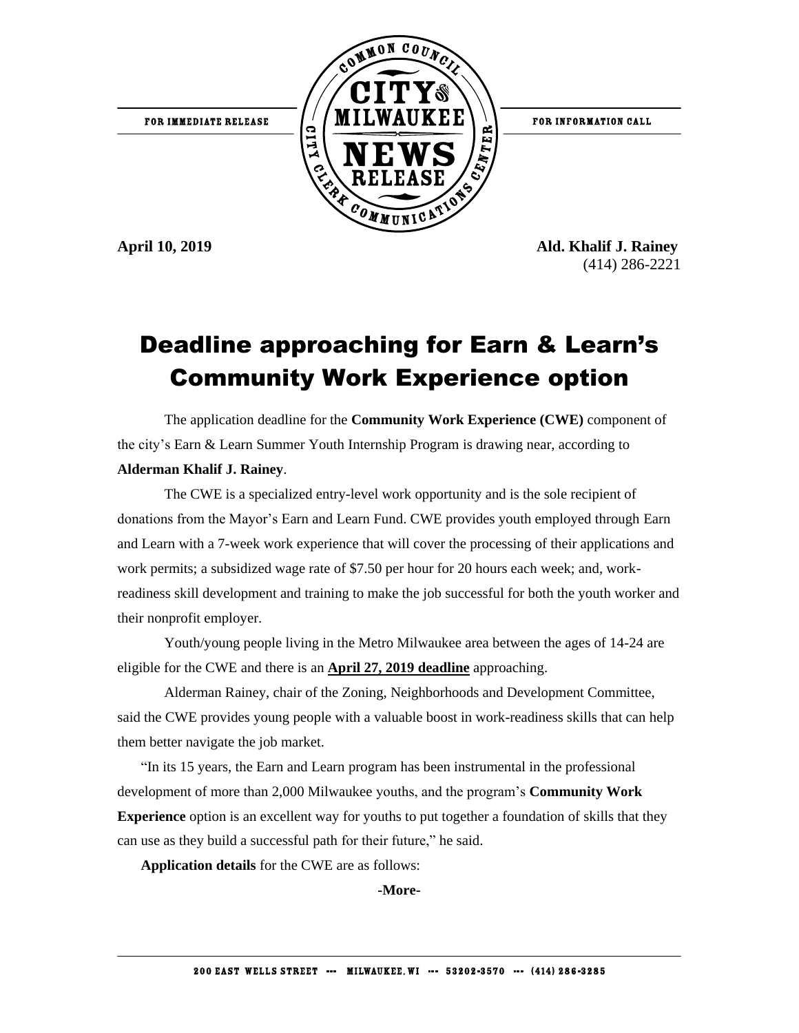FOR IMMEDIATE RELEASE

FOR INFORMATION CALL

**April 10, 2019**

**Ald. Khalif J. Rainey**
(414) 286-2221

# Deadline approaching for Earn & Learn's Community Work Experience option

The application deadline for the **Community Work Experience (CWE)** component of the city's Earn & Learn Summer Youth Internship Program is drawing near, according to **Alderman Khalif J. Rainey**.

The CWE is a specialized entry-level work opportunity and is the sole recipient of donations from the Mayor's Earn and Learn Fund. CWE provides youth employed through Earn and Learn with a 7-week work experience that will cover the processing of their applications and work permits; a subsidized wage rate of $7.50 per hour for 20 hours each week; and, work-readiness skill development and training to make the job successful for both the youth worker and their nonprofit employer.

Youth/young people living in the Metro Milwaukee area between the ages of 14-24 are eligible for the CWE and there is an **April 27, 2019 deadline** approaching.

Alderman Rainey, chair of the Zoning, Neighborhoods and Development Committee, said the CWE provides young people with a valuable boost in work-readiness skills that can help them better navigate the job market.

"In its 15 years, the Earn and Learn program has been instrumental in the professional development of more than 2,000 Milwaukee youths, and the program's **Community Work Experience** option is an excellent way for youths to put together a foundation of skills that they can use as they build a successful path for their future," he said.

**Application details** for the CWE are as follows:

**-More-**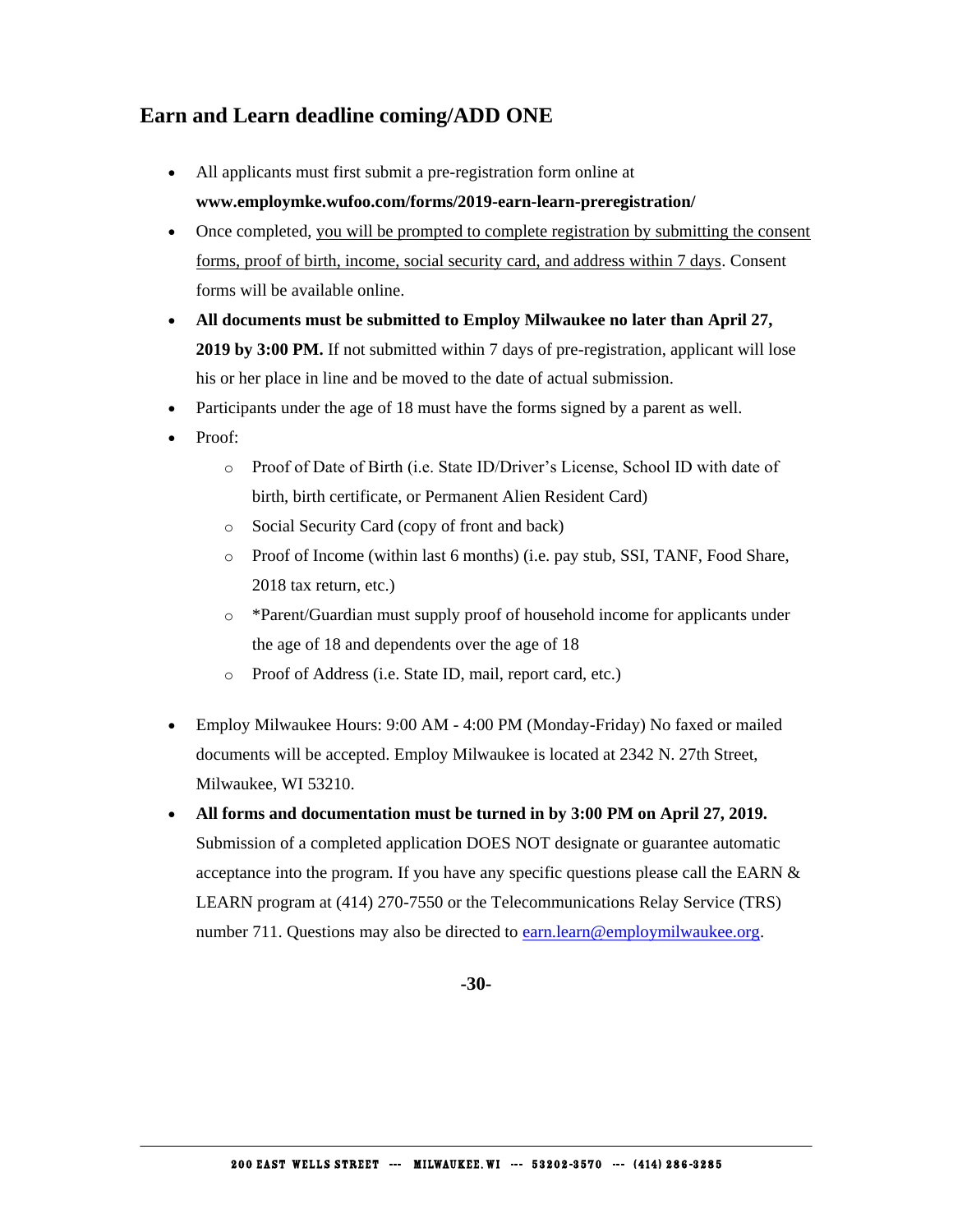## Earn and Learn deadline coming/ADD ONE

- All applicants must first submit a pre-registration form online at **www.employmke.wufoo.com/forms/2019-earn-learn-preregistration/**
- Once completed, <u>you will be prompted to complete registration by submitting the consent forms, proof of birth, income, social security card, and address within 7 days</u>. Consent forms will be available online.
- **All documents must be submitted to Employ Milwaukee no later than April 27, 2019 by 3:00 PM.** If not submitted within 7 days of pre-registration, applicant will lose his or her place in line and be moved to the date of actual submission.
- Participants under the age of 18 must have the forms signed by a parent as well.
- Proof:
    - Proof of Date of Birth (i.e. State ID/Driver's License, School ID with date of birth, birth certificate, or Permanent Alien Resident Card)
    - Social Security Card (copy of front and back)
    - Proof of Income (within last 6 months) (i.e. pay stub, SSI, TANF, Food Share, 2018 tax return, etc.)
    - *Parent/Guardian must supply proof of household income for applicants under the age of 18 and dependents over the age of 18
    - Proof of Address (i.e. State ID, mail, report card, etc.)

- Employ Milwaukee Hours: 9:00 AM - 4:00 PM (Monday-Friday) No faxed or mailed documents will be accepted. Employ Milwaukee is located at 2342 N. 27th Street, Milwaukee, WI 53210.
- **All forms and documentation must be turned in by 3:00 PM on April 27, 2019.** Submission of a completed application DOES NOT designate or guarantee automatic acceptance into the program. If you have any specific questions please call the EARN & LEARN program at (414) 270-7550 or the Telecommunications Relay Service (TRS) number 711. Questions may also be directed to earn.learn@employmilwaukee.org.

**-30-**